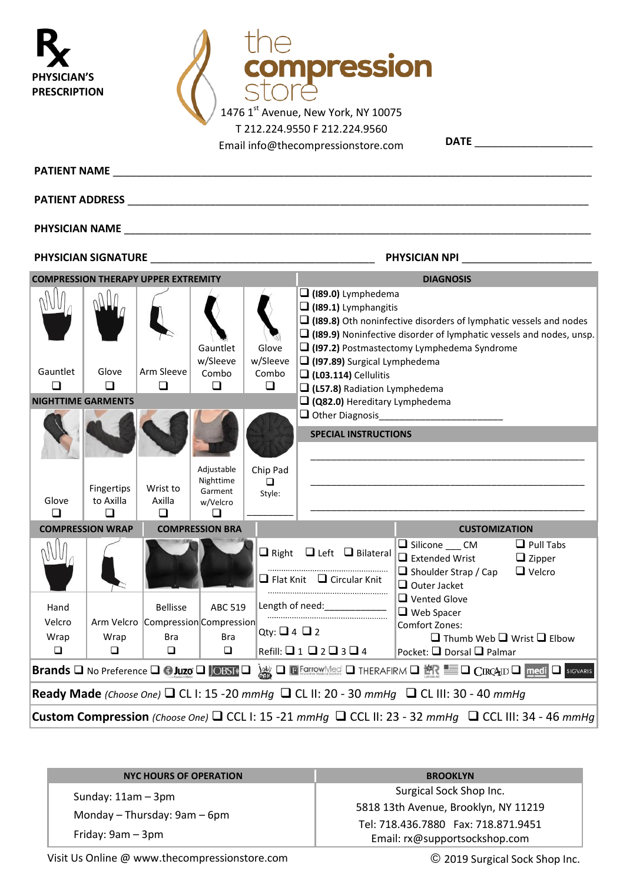℞ **PHYSICIAN'S PRESCRIPTION**

# the compression store

1476 1st Avenue, New York, NY 10075
T 212.224.9550 F 212.224.9560
Email info@thecompressionstore.com

**DATE** ____________________

**PATIENT NAME** ______________________________________________

**PATIENT ADDRESS** ______________________________________________

**PHYSICIAN NAME** ______________________________________________

**PHYSICIAN SIGNATURE** ______________________ **PHYSICIAN NPI** ____________________

| COMPRESSION THERAPY UPPER EXTREMITY | | | | |
|---|---|---|---|---|
| Gauntlet ❑ | Glove ❑ | Arm Sleeve ❑ | Gauntlet w/Sleeve Combo ❑ | Glove w/Sleeve Combo ❑ |

| NIGHTTIME GARMENTS | | | | |
|---|---|---|---|---|
| Glove ❑ | Fingertips to Axilla ❑ | Wrist to Axilla ❑ | Adjustable Nighttime Garment w/Velcro ❑ | Chip Pad ❑ Style: ________ |

**DIAGNOSIS**

- ❑ **(I89.0)** Lymphedema
- ❑ **(I89.1)** Lymphangitis
- ❑ **(I89.8)** Oth noninfective disorders of lymphatic vessels and nodes
- ❑ **(I89.9)** Noninfective disorder of lymphatic vessels and nodes, unsp.
- ❑ **(I97.2)** Postmastectomy Lymphedema Syndrome
- ❑ **(I97.89)** Surgical Lymphedema
- ❑ **(L03.114)** Cellulitis
- ❑ **(L57.8)** Radiation Lymphedema
- ❑ **(Q82.0)** Hereditary Lymphedema
- ❑ Other Diagnosis______________________

**SPECIAL INSTRUCTIONS**

______________________________________________

______________________________________________

______________________________________________

| COMPRESSION WRAP | | COMPRESSION BRA | |
|---|---|---|---|
| Hand Velcro Wrap ❑ | Arm Velcro Wrap ❑ | Bellisse Compression Bra ❑ | ABC 519 Compression Bra ❑ |

❑ Right ❑ Left ❑ Bilateral

❑ Flat Knit ❑ Circular Knit

Length of need:____________

Qty: ❑ 4 ❑ 2

Refill: ❑ 1 ❑ 2 ❑ 3 ❑ 4

**CUSTOMIZATION**

- ❑ Silicone ___ CM
- ❑ Extended Wrist
- ❑ Shoulder Strap / Cap
- ❑ Outer Jacket
- ❑ Vented Glove
- ❑ Web Spacer
- ❑ Pull Tabs
- ❑ Zipper
- ❑ Velcro

Comfort Zones: ❑ Thumb Web ❑ Wrist ❑ Elbow

Pocket: ❑ Dorsal ❑ Palmar

**Brands** ❑ No Preference ❑ Juzo ❑ JOBST ❑ ❑ FarrowMed ❑ THERAFIRM ❑ ❑ ❑ CircAid ❑ medi ❑ SIGVARIS

**Ready Made** *(Choose One)* ❑ CL I: 15 -20 *mmHg* ❑ CL II: 20 - 30 *mmHg* ❑ CL III: 30 - 40 *mmHg*

**Custom Compression** *(Choose One)* ❑ CCL I: 15 -21 *mmHg* ❑ CCL II: 23 - 32 *mmHg* ❑ CCL III: 34 - 46 *mmHg*

| NYC HOURS OF OPERATION | BROOKLYN |
|---|---|
| Sunday: 11am – 3pm | Surgical Sock Shop Inc. |
| Monday – Thursday: 9am – 6pm | 5818 13th Avenue, Brooklyn, NY 11219 |
| Friday: 9am – 3pm | Tel: 718.436.7880 Fax: 718.871.9451 |
| | Email: rx@supportsockshop.com |

Visit Us Online @ www.thecompressionstore.com

© 2019 Surgical Sock Shop Inc.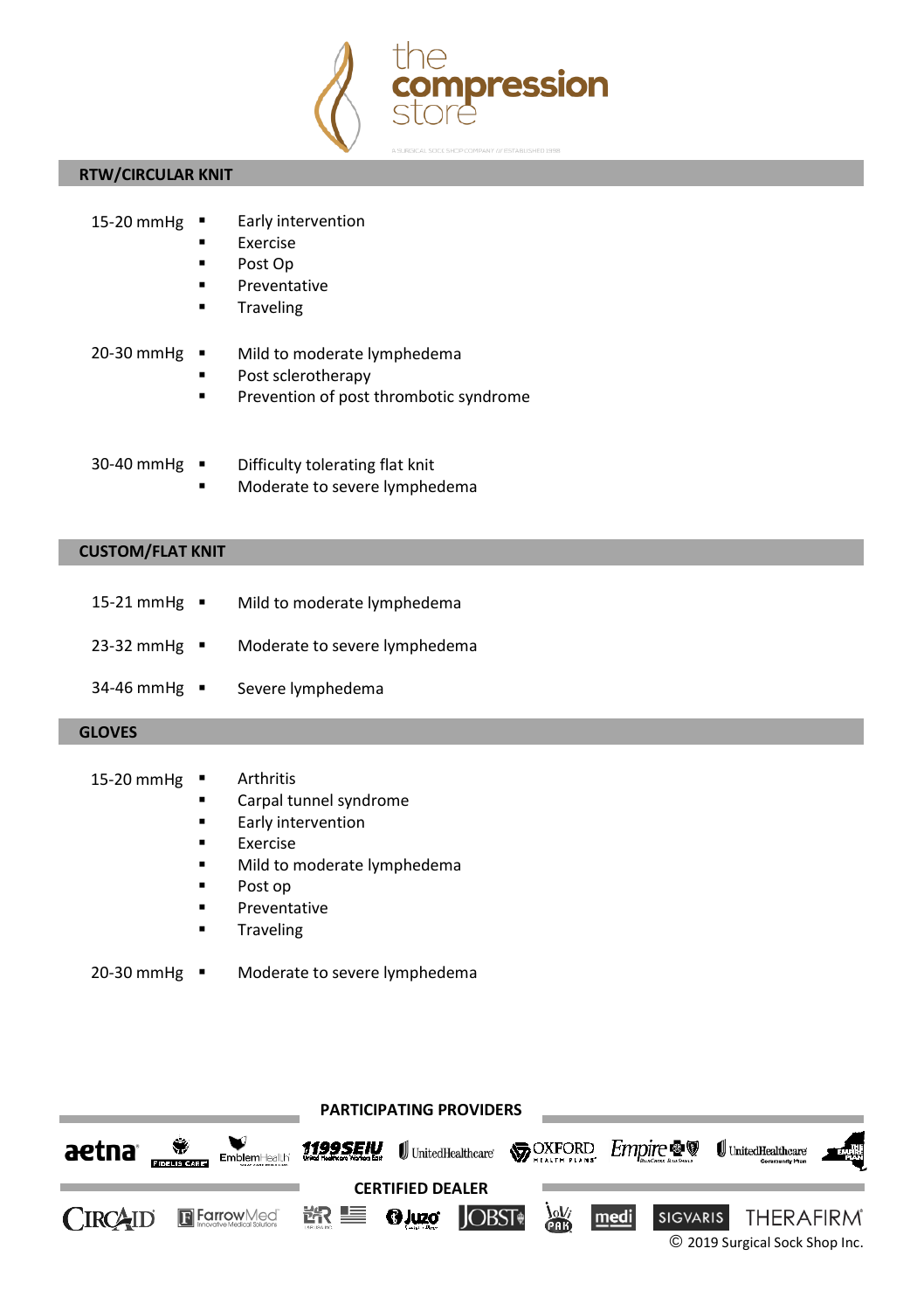the compression store

A SURGICAL SOCK SHOP COMPANY // ESTABLISHED 1998

## RTW/CIRCULAR KNIT

15-20 mmHg
- Early intervention
- Exercise
- Post Op
- Preventative
- Traveling

20-30 mmHg
- Mild to moderate lymphedema
- Post sclerotherapy
- Prevention of post thrombotic syndrome

30-40 mmHg
- Difficulty tolerating flat knit
- Moderate to severe lymphedema

## CUSTOM/FLAT KNIT

15-21 mmHg
- Mild to moderate lymphedema

23-32 mmHg
- Moderate to severe lymphedema

34-46 mmHg
- Severe lymphedema

## GLOVES

15-20 mmHg
- Arthritis
- Carpal tunnel syndrome
- Early intervention
- Exercise
- Mild to moderate lymphedema
- Post op
- Preventative
- Traveling

20-30 mmHg
- Moderate to severe lymphedema

**PARTICIPATING PROVIDERS**

aetna, Fidelis Care, EmblemHealth, 1199SEIU, UnitedHealthcare, Oxford Health Plans, Empire, UnitedHealthcare Community Plan, The Empire Plan

**CERTIFIED DEALER**

CircAid, FarrowMed, Juzo, JOBST, JoViPak, medi, SIGVARIS, THERAFIRM

© 2019 Surgical Sock Shop Inc.